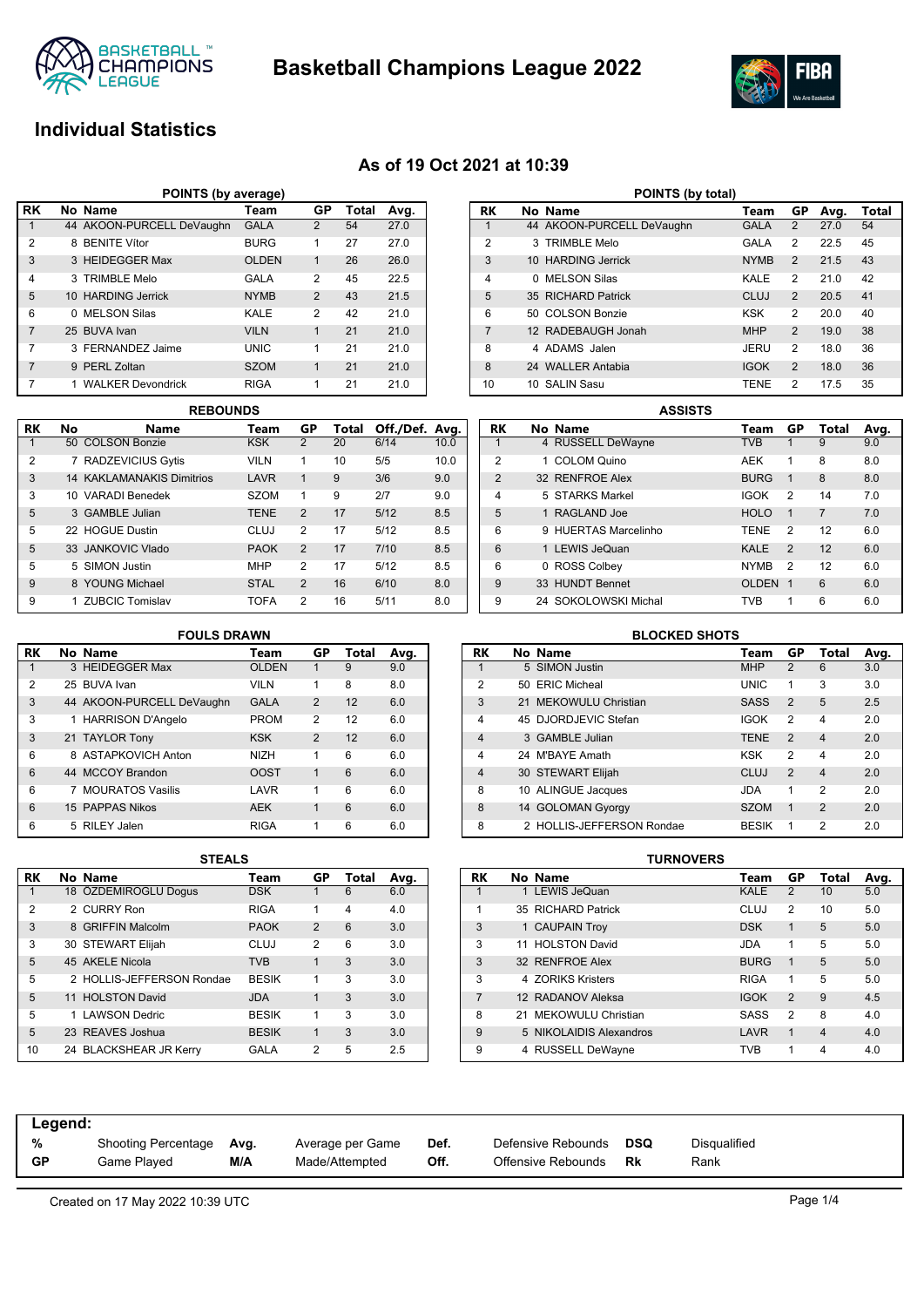# Basketball Champions League 2022

## Individual Statistics

### As of 19 Oct 2021 at 10:39

### POINTS (by average)

| RK | No | Name | Team | GP | Total | Avg. |
|---|---|---|---|---|---|---|
| 1 | 44 | AKOON-PURCELL DeVaughn | GALA | 2 | 54 | 27.0 |
| 2 | 8 | BENITE Vítor | BURG | 1 | 27 | 27.0 |
| 3 | 3 | HEIDEGGER Max | OLDEN | 1 | 26 | 26.0 |
| 4 | 3 | TRIMBLE Melo | GALA | 2 | 45 | 22.5 |
| 5 | 10 | HARDING Jerrick | NYMB | 2 | 43 | 21.5 |
| 6 | 0 | MELSON Silas | KALE | 2 | 42 | 21.0 |
| 7 | 25 | BUVA Ivan | VILN | 1 | 21 | 21.0 |
| 7 | 3 | FERNANDEZ Jaime | UNIC | 1 | 21 | 21.0 |
| 7 | 9 | PERL Zoltan | SZOM | 1 | 21 | 21.0 |
| 7 | 1 | WALKER Devondrick | RIGA | 1 | 21 | 21.0 |

### POINTS (by total)

| RK | No | Name | Team | GP | Avg. | Total |
|---|---|---|---|---|---|---|
| 1 | 44 | AKOON-PURCELL DeVaughn | GALA | 2 | 27.0 | 54 |
| 2 | 3 | TRIMBLE Melo | GALA | 2 | 22.5 | 45 |
| 3 | 10 | HARDING Jerrick | NYMB | 2 | 21.5 | 43 |
| 4 | 0 | MELSON Silas | KALE | 2 | 21.0 | 42 |
| 5 | 35 | RICHARD Patrick | CLUJ | 2 | 20.5 | 41 |
| 6 | 50 | COLSON Bonzie | KSK | 2 | 20.0 | 40 |
| 7 | 12 | RADEBAUGH Jonah | MHP | 2 | 19.0 | 38 |
| 8 | 4 | ADAMS Jalen | JERU | 2 | 18.0 | 36 |
| 8 | 24 | WALLER Antabia | IGOK | 2 | 18.0 | 36 |
| 10 | 10 | SALIN Sasu | TENE | 2 | 17.5 | 35 |

### REBOUNDS

| RK | No | Name | Team | GP | Total | Off./Def. | Avg. |
|---|---|---|---|---|---|---|---|
| 1 | 50 | COLSON Bonzie | KSK | 2 | 20 | 6/14 | 10.0 |
| 2 | 7 | RADZEVICIUS Gytis | VILN | 1 | 10 | 5/5 | 10.0 |
| 3 | 14 | KAKLAMANAKIS Dimitrios | LAVR | 1 | 9 | 3/6 | 9.0 |
| 3 | 10 | VARADI Benedek | SZOM | 1 | 9 | 2/7 | 9.0 |
| 5 | 3 | GAMBLE Julian | TENE | 2 | 17 | 5/12 | 8.5 |
| 5 | 22 | HOGUE Dustin | CLUJ | 2 | 17 | 5/12 | 8.5 |
| 5 | 33 | JANKOVIC Vlado | PAOK | 2 | 17 | 7/10 | 8.5 |
| 5 | 5 | SIMON Justin | MHP | 2 | 17 | 5/12 | 8.5 |
| 9 | 8 | YOUNG Michael | STAL | 2 | 16 | 6/10 | 8.0 |
| 9 | 1 | ZUBCIC Tomislav | TOFA | 2 | 16 | 5/11 | 8.0 |

### ASSISTS

| RK | No | Name | Team | GP | Total | Avg. |
|---|---|---|---|---|---|---|
| 1 | 4 | RUSSELL DeWayne | TVB | 1 | 9 | 9.0 |
| 2 | 1 | COLOM Quino | AEK | 1 | 8 | 8.0 |
| 2 | 32 | RENFROE Alex | BURG | 1 | 8 | 8.0 |
| 4 | 5 | STARKS Markel | IGOK | 2 | 14 | 7.0 |
| 5 | 1 | RAGLAND Joe | HOLO | 1 | 7 | 7.0 |
| 6 | 9 | HUERTAS Marcelinho | TENE | 2 | 12 | 6.0 |
| 6 | 1 | LEWIS JeQuan | KALE | 2 | 12 | 6.0 |
| 6 | 0 | ROSS Colbey | NYMB | 2 | 12 | 6.0 |
| 9 | 33 | HUNDT Bennet | OLDEN | 1 | 6 | 6.0 |
| 9 | 24 | SOKOLOWSKI Michal | TVB | 1 | 6 | 6.0 |

### FOULS DRAWN

| RK | No | Name | Team | GP | Total | Avg. |
|---|---|---|---|---|---|---|
| 1 | 3 | HEIDEGGER Max | OLDEN | 1 | 9 | 9.0 |
| 2 | 25 | BUVA Ivan | VILN | 1 | 8 | 8.0 |
| 3 | 44 | AKOON-PURCELL DeVaughn | GALA | 2 | 12 | 6.0 |
| 3 | 1 | HARRISON D'Angelo | PROM | 2 | 12 | 6.0 |
| 3 | 21 | TAYLOR Tony | KSK | 2 | 12 | 6.0 |
| 6 | 8 | ASTAPKOVICH Anton | NIZH | 1 | 6 | 6.0 |
| 6 | 44 | MCCOY Brandon | OOST | 1 | 6 | 6.0 |
| 6 | 7 | MOURATOS Vasilis | LAVR | 1 | 6 | 6.0 |
| 6 | 15 | PAPPAS Nikos | AEK | 1 | 6 | 6.0 |
| 6 | 5 | RILEY Jalen | RIGA | 1 | 6 | 6.0 |

### BLOCKED SHOTS

| RK | No | Name | Team | GP | Total | Avg. |
|---|---|---|---|---|---|---|
| 1 | 5 | SIMON Justin | MHP | 2 | 6 | 3.0 |
| 2 | 50 | ERIC Micheal | UNIC | 1 | 3 | 3.0 |
| 3 | 21 | MEKOWULU Christian | SASS | 2 | 5 | 2.5 |
| 4 | 45 | DJORDJEVIC Stefan | IGOK | 2 | 4 | 2.0 |
| 4 | 3 | GAMBLE Julian | TENE | 2 | 4 | 2.0 |
| 4 | 24 | M'BAYE Amath | KSK | 2 | 4 | 2.0 |
| 4 | 30 | STEWART Elijah | CLUJ | 2 | 4 | 2.0 |
| 8 | 10 | ALINGUE Jacques | JDA | 1 | 2 | 2.0 |
| 8 | 14 | GOLOMAN Gyorgy | SZOM | 1 | 2 | 2.0 |
| 8 | 2 | HOLLIS-JEFFERSON Rondae | BESIK | 1 | 2 | 2.0 |

### STEALS

| RK | No | Name | Team | GP | Total | Avg. |
|---|---|---|---|---|---|---|
| 1 | 18 | ÖZDEMIROGLU Dogus | DSK | 1 | 6 | 6.0 |
| 2 | 2 | CURRY Ron | RIGA | 1 | 4 | 4.0 |
| 3 | 8 | GRIFFIN Malcolm | PAOK | 2 | 6 | 3.0 |
| 3 | 30 | STEWART Elijah | CLUJ | 2 | 6 | 3.0 |
| 5 | 45 | AKELE Nicola | TVB | 1 | 3 | 3.0 |
| 5 | 2 | HOLLIS-JEFFERSON Rondae | BESIK | 1 | 3 | 3.0 |
| 5 | 11 | HOLSTON David | JDA | 1 | 3 | 3.0 |
| 5 | 1 | LAWSON Dedric | BESIK | 1 | 3 | 3.0 |
| 5 | 23 | REAVES Joshua | BESIK | 1 | 3 | 3.0 |
| 10 | 24 | BLACKSHEAR JR Kerry | GALA | 2 | 5 | 2.5 |

### TURNOVERS

| RK | No | Name | Team | GP | Total | Avg. |
|---|---|---|---|---|---|---|
| 1 | 1 | LEWIS JeQuan | KALE | 2 | 10 | 5.0 |
| 1 | 35 | RICHARD Patrick | CLUJ | 2 | 10 | 5.0 |
| 3 | 1 | CAUPAIN Troy | DSK | 1 | 5 | 5.0 |
| 3 | 11 | HOLSTON David | JDA | 1 | 5 | 5.0 |
| 3 | 32 | RENFROE Alex | BURG | 1 | 5 | 5.0 |
| 3 | 4 | ZORIKS Kristers | RIGA | 1 | 5 | 5.0 |
| 7 | 12 | RADANOV Aleksa | IGOK | 2 | 9 | 4.5 |
| 8 | 21 | MEKOWULU Christian | SASS | 2 | 8 | 4.0 |
| 9 | 5 | NIKOLAIDIS Alexandros | LAVR | 1 | 4 | 4.0 |
| 9 | 4 | RUSSELL DeWayne | TVB | 1 | 4 | 4.0 |

**Legend:**

| | | | | | | | |
|---|---|---|---|---|---|---|---|
| **%** | Shooting Percentage | **Avg.** | Average per Game | **Def.** | Defensive Rebounds | **DSQ** | Disqualified |
| **GP** | Game Played | **M/A** | Made/Attempted | **Off.** | Offensive Rebounds | **Rk** | Rank |

Created on 17 May 2022 10:39 UTC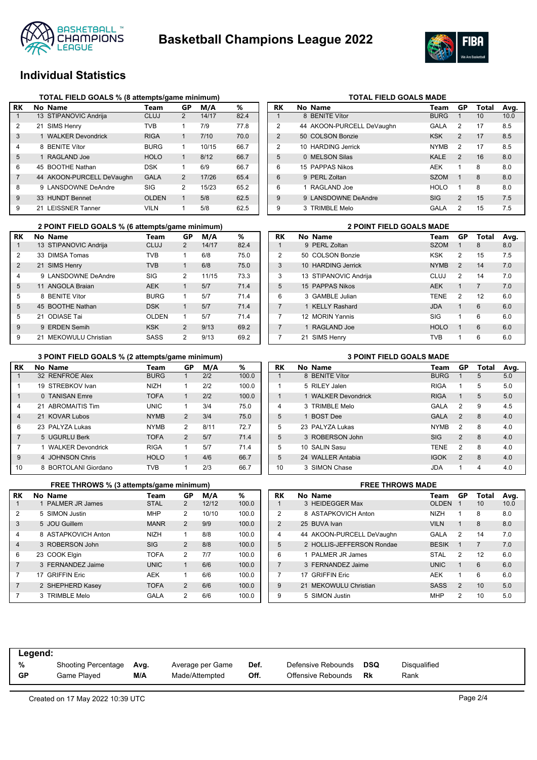# Basketball Champions League 2022

## Individual Statistics

### TOTAL FIELD GOALS % (8 attempts/game minimum)

| RK | No | Name | Team | GP | M/A | % |
|---|---|---|---|---|---|---|
| 1 | 13 | STIPANOVIC Andrija | CLUJ | 2 | 14/17 | 82.4 |
| 2 | 21 | SIMS Henry | TVB | 1 | 7/9 | 77.8 |
| 3 | 1 | WALKER Devondrick | RIGA | 1 | 7/10 | 70.0 |
| 4 | 8 | BENITE Vítor | BURG | 1 | 10/15 | 66.7 |
| 5 | 1 | RAGLAND Joe | HOLO | 1 | 8/12 | 66.7 |
| 6 | 45 | BOOTHE Nathan | DSK | 1 | 6/9 | 66.7 |
| 7 | 44 | AKOON-PURCELL DeVaughn | GALA | 2 | 17/26 | 65.4 |
| 8 | 9 | LANSDOWNE DeAndre | SIG | 2 | 15/23 | 65.2 |
| 9 | 33 | HUNDT Bennet | OLDEN | 1 | 5/8 | 62.5 |
| 9 | 21 | LEISSNER Tanner | VILN | 1 | 5/8 | 62.5 |

### TOTAL FIELD GOALS MADE

| RK | No | Name | Team | GP | Total | Avg. |
|---|---|---|---|---|---|---|
| 1 | 8 | BENITE Vítor | BURG | 1 | 10 | 10.0 |
| 2 | 44 | AKOON-PURCELL DeVaughn | GALA | 2 | 17 | 8.5 |
| 2 | 50 | COLSON Bonzie | KSK | 2 | 17 | 8.5 |
| 2 | 10 | HARDING Jerrick | NYMB | 2 | 17 | 8.5 |
| 5 | 0 | MELSON Silas | KALE | 2 | 16 | 8.0 |
| 6 | 15 | PAPPAS Nikos | AEK | 1 | 8 | 8.0 |
| 6 | 9 | PERL Zoltan | SZOM | 1 | 8 | 8.0 |
| 6 | 1 | RAGLAND Joe | HOLO | 1 | 8 | 8.0 |
| 9 | 9 | LANSDOWNE DeAndre | SIG | 2 | 15 | 7.5 |
| 9 | 3 | TRIMBLE Melo | GALA | 2 | 15 | 7.5 |

### 2 POINT FIELD GOALS % (6 attempts/game minimum)

| RK | No | Name | Team | GP | M/A | % |
|---|---|---|---|---|---|---|
| 1 | 13 | STIPANOVIC Andrija | CLUJ | 2 | 14/17 | 82.4 |
| 2 | 33 | DIMSA Tomas | TVB | 1 | 6/8 | 75.0 |
| 2 | 21 | SIMS Henry | TVB | 1 | 6/8 | 75.0 |
| 4 | 9 | LANSDOWNE DeAndre | SIG | 2 | 11/15 | 73.3 |
| 5 | 11 | ANGOLA Braian | AEK | 1 | 5/7 | 71.4 |
| 5 | 8 | BENITE Vítor | BURG | 1 | 5/7 | 71.4 |
| 5 | 45 | BOOTHE Nathan | DSK | 1 | 5/7 | 71.4 |
| 5 | 21 | ODIASE Tai | OLDEN | 1 | 5/7 | 71.4 |
| 9 | 9 | ERDEN Semih | KSK | 2 | 9/13 | 69.2 |
| 9 | 21 | MEKOWULU Christian | SASS | 2 | 9/13 | 69.2 |

### 2 POINT FIELD GOALS MADE

| RK | No | Name | Team | GP | Total | Avg. |
|---|---|---|---|---|---|---|
| 1 | 9 | PERL Zoltan | SZOM | 1 | 8 | 8.0 |
| 2 | 50 | COLSON Bonzie | KSK | 2 | 15 | 7.5 |
| 3 | 10 | HARDING Jerrick | NYMB | 2 | 14 | 7.0 |
| 3 | 13 | STIPANOVIC Andrija | CLUJ | 2 | 14 | 7.0 |
| 5 | 15 | PAPPAS Nikos | AEK | 1 | 7 | 7.0 |
| 6 | 3 | GAMBLE Julian | TENE | 2 | 12 | 6.0 |
| 7 | 1 | KELLY Rashard | JDA | 1 | 6 | 6.0 |
| 7 | 12 | MORIN Yannis | SIG | 1 | 6 | 6.0 |
| 7 | 1 | RAGLAND Joe | HOLO | 1 | 6 | 6.0 |
| 7 | 21 | SIMS Henry | TVB | 1 | 6 | 6.0 |

### 3 POINT FIELD GOALS % (2 attempts/game minimum)

| RK | No | Name | Team | GP | M/A | % |
|---|---|---|---|---|---|---|
| 1 | 32 | RENFROE Alex | BURG | 1 | 2/2 | 100.0 |
| 1 | 19 | STREBKOV Ivan | NIZH | 1 | 2/2 | 100.0 |
| 1 | 0 | TANISAN Emre | TOFA | 1 | 2/2 | 100.0 |
| 4 | 21 | ABROMAITIS Tim | UNIC | 1 | 3/4 | 75.0 |
| 4 | 21 | KOVAR Lubos | NYMB | 2 | 3/4 | 75.0 |
| 6 | 23 | PALYZA Lukas | NYMB | 2 | 8/11 | 72.7 |
| 7 | 5 | UGURLU Berk | TOFA | 2 | 5/7 | 71.4 |
| 7 | 1 | WALKER Devondrick | RIGA | 1 | 5/7 | 71.4 |
| 9 | 4 | JOHNSON Chris | HOLO | 1 | 4/6 | 66.7 |
| 10 | 8 | BORTOLANI Giordano | TVB | 1 | 2/3 | 66.7 |

### 3 POINT FIELD GOALS MADE

| RK | No | Name | Team | GP | Total | Avg. |
|---|---|---|---|---|---|---|
| 1 | 8 | BENITE Vítor | BURG | 1 | 5 | 5.0 |
| 1 | 5 | RILEY Jalen | RIGA | 1 | 5 | 5.0 |
| 1 | 1 | WALKER Devondrick | RIGA | 1 | 5 | 5.0 |
| 4 | 3 | TRIMBLE Melo | GALA | 2 | 9 | 4.5 |
| 5 | 1 | BOST Dee | GALA | 2 | 8 | 4.0 |
| 5 | 23 | PALYZA Lukas | NYMB | 2 | 8 | 4.0 |
| 5 | 3 | ROBERSON John | SIG | 2 | 8 | 4.0 |
| 5 | 10 | SALIN Sasu | TENE | 2 | 8 | 4.0 |
| 5 | 24 | WALLER Antabia | IGOK | 2 | 8 | 4.0 |
| 10 | 3 | SIMON Chase | JDA | 1 | 4 | 4.0 |

### FREE THROWS % (3 attempts/game minimum)

| RK | No | Name | Team | GP | M/A | % |
|---|---|---|---|---|---|---|
| 1 | 1 | PALMER JR James | STAL | 2 | 12/12 | 100.0 |
| 2 | 5 | SIMON Justin | MHP | 2 | 10/10 | 100.0 |
| 3 | 5 | JOU Guillem | MANR | 2 | 9/9 | 100.0 |
| 4 | 8 | ASTAPKOVICH Anton | NIZH | 1 | 8/8 | 100.0 |
| 4 | 3 | ROBERSON John | SIG | 2 | 8/8 | 100.0 |
| 6 | 23 | COOK Elgin | TOFA | 2 | 7/7 | 100.0 |
| 7 | 3 | FERNANDEZ Jaime | UNIC | 1 | 6/6 | 100.0 |
| 7 | 17 | GRIFFIN Eric | AEK | 1 | 6/6 | 100.0 |
| 7 | 2 | SHEPHERD Kasey | TOFA | 2 | 6/6 | 100.0 |
| 7 | 3 | TRIMBLE Melo | GALA | 2 | 6/6 | 100.0 |

### FREE THROWS MADE

| RK | No | Name | Team | GP | Total | Avg. |
|---|---|---|---|---|---|---|
| 1 | 3 | HEIDEGGER Max | OLDEN | 1 | 10 | 10.0 |
| 2 | 8 | ASTAPKOVICH Anton | NIZH | 1 | 8 | 8.0 |
| 2 | 25 | BUVA Ivan | VILN | 1 | 8 | 8.0 |
| 4 | 44 | AKOON-PURCELL DeVaughn | GALA | 2 | 14 | 7.0 |
| 5 | 2 | HOLLIS-JEFFERSON Rondae | BESIK | 1 | 7 | 7.0 |
| 6 | 1 | PALMER JR James | STAL | 2 | 12 | 6.0 |
| 7 | 3 | FERNANDEZ Jaime | UNIC | 1 | 6 | 6.0 |
| 7 | 17 | GRIFFIN Eric | AEK | 1 | 6 | 6.0 |
| 9 | 21 | MEKOWULU Christian | SASS | 2 | 10 | 5.0 |
| 9 | 5 | SIMON Justin | MHP | 2 | 10 | 5.0 |

**Legend:**

| | | | | | | | |
|---|---|---|---|---|---|---|---|
| % | Shooting Percentage | Avg. | Average per Game | Def. | Defensive Rebounds | DSQ | Disqualified |
| GP | Game Played | M/A | Made/Attempted | Off. | Offensive Rebounds | Rk | Rank |

Created on 17 May 2022 10:39 UTC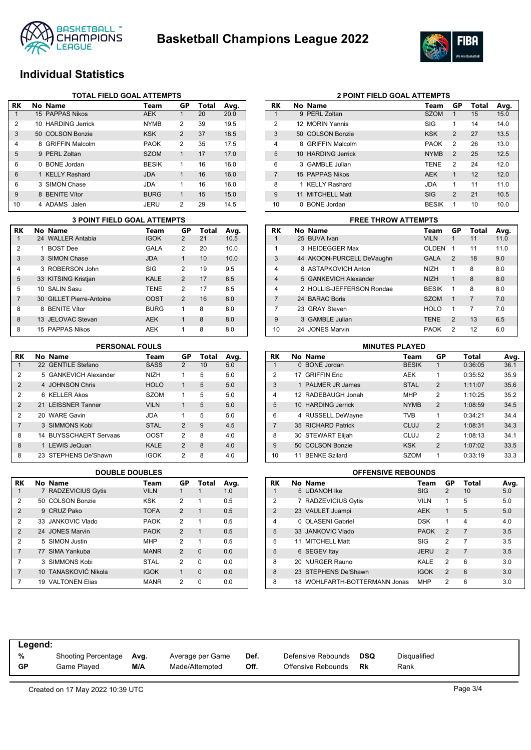# Basketball Champions League 2022

## Individual Statistics

### TOTAL FIELD GOAL ATTEMPTS

| RK | No | Name | Team | GP | Total | Avg. |
|---|---|---|---|---|---|---|
| 1 | 15 | PAPPAS Nikos | AEK | 1 | 20 | 20.0 |
| 2 | 10 | HARDING Jerrick | NYMB | 2 | 39 | 19.5 |
| 3 | 50 | COLSON Bonzie | KSK | 2 | 37 | 18.5 |
| 4 | 8 | GRIFFIN Malcolm | PAOK | 2 | 35 | 17.5 |
| 5 | 9 | PERL Zoltan | SZOM | 1 | 17 | 17.0 |
| 6 | 0 | BONE Jordan | BESIK | 1 | 16 | 16.0 |
| 6 | 1 | KELLY Rashard | JDA | 1 | 16 | 16.0 |
| 6 | 3 | SIMON Chase | JDA | 1 | 16 | 16.0 |
| 9 | 8 | BENITE Vítor | BURG | 1 | 15 | 15.0 |
| 10 | 4 | ADAMS Jalen | JERU | 2 | 29 | 14.5 |

### 2 POINT FIELD GOAL ATTEMPTS

| RK | No | Name | Team | GP | Total | Avg. |
|---|---|---|---|---|---|---|
| 1 | 9 | PERL Zoltan | SZOM | 1 | 15 | 15.0 |
| 2 | 12 | MORIN Yannis | SIG | 1 | 14 | 14.0 |
| 3 | 50 | COLSON Bonzie | KSK | 2 | 27 | 13.5 |
| 4 | 8 | GRIFFIN Malcolm | PAOK | 2 | 26 | 13.0 |
| 5 | 10 | HARDING Jerrick | NYMB | 2 | 25 | 12.5 |
| 6 | 3 | GAMBLE Julian | TENE | 2 | 24 | 12.0 |
| 7 | 15 | PAPPAS Nikos | AEK | 1 | 12 | 12.0 |
| 8 | 1 | KELLY Rashard | JDA | 1 | 11 | 11.0 |
| 9 | 11 | MITCHELL Matt | SIG | 2 | 21 | 10.5 |
| 10 | 0 | BONE Jordan | BESIK | 1 | 10 | 10.0 |

### 3 POINT FIELD GOAL ATTEMPTS

| RK | No | Name | Team | GP | Total | Avg. |
|---|---|---|---|---|---|---|
| 1 | 24 | WALLER Antabia | IGOK | 2 | 21 | 10.5 |
| 2 | 1 | BOST Dee | GALA | 2 | 20 | 10.0 |
| 3 | 3 | SIMON Chase | JDA | 1 | 10 | 10.0 |
| 4 | 3 | ROBERSON John | SIG | 2 | 19 | 9.5 |
| 5 | 33 | KITSING Kristjan | KALE | 2 | 17 | 8.5 |
| 5 | 10 | SALIN Sasu | TENE | 2 | 17 | 8.5 |
| 7 | 30 | GILLET Pierre-Antoine | OOST | 2 | 16 | 8.0 |
| 8 | 8 | BENITE Vítor | BURG | 1 | 8 | 8.0 |
| 8 | 13 | JELOVAC Stevan | AEK | 1 | 8 | 8.0 |
| 8 | 15 | PAPPAS Nikos | AEK | 1 | 8 | 8.0 |

### FREE THROW ATTEMPTS

| RK | No | Name | Team | GP | Total | Avg. |
|---|---|---|---|---|---|---|
| 1 | 25 | BUVA Ivan | VILN | 1 | 11 | 11.0 |
| 1 | 3 | HEIDEGGER Max | OLDEN | 1 | 11 | 11.0 |
| 3 | 44 | AKOON-PURCELL DeVaughn | GALA | 2 | 18 | 9.0 |
| 4 | 8 | ASTAPKOVICH Anton | NIZH | 1 | 8 | 8.0 |
| 4 | 5 | GANKEVICH Alexander | NIZH | 1 | 8 | 8.0 |
| 4 | 2 | HOLLIS-JEFFERSON Rondae | BESIK | 1 | 8 | 8.0 |
| 7 | 24 | BARAC Boris | SZOM | 1 | 7 | 7.0 |
| 7 | 23 | GRAY Steven | HOLO | 1 | 7 | 7.0 |
| 9 | 3 | GAMBLE Julian | TENE | 2 | 13 | 6.5 |
| 10 | 24 | JONES Marvin | PAOK | 2 | 12 | 6.0 |

### PERSONAL FOULS

| RK | No | Name | Team | GP | Total | Avg. |
|---|---|---|---|---|---|---|
| 1 | 22 | GENTILE Stefano | SASS | 2 | 10 | 5.0 |
| 2 | 5 | GANKEVICH Alexander | NIZH | 1 | 5 | 5.0 |
| 2 | 4 | JOHNSON Chris | HOLO | 1 | 5 | 5.0 |
| 2 | 6 | KELLER Akos | SZOM | 1 | 5 | 5.0 |
| 2 | 21 | LEISSNER Tanner | VILN | 1 | 5 | 5.0 |
| 2 | 20 | WARE Gavin | JDA | 1 | 5 | 5.0 |
| 7 | 3 | SIMMONS Kobi | STAL | 2 | 9 | 4.5 |
| 8 | 14 | BUYSSCHAERT Servaas | OOST | 2 | 8 | 4.0 |
| 8 | 1 | LEWIS JeQuan | KALE | 2 | 8 | 4.0 |
| 8 | 23 | STEPHENS De'Shawn | IGOK | 2 | 8 | 4.0 |

### MINUTES PLAYED

| RK | No | Name | Team | GP | Total | Avg. |
|---|---|---|---|---|---|---|
| 1 | 0 | BONE Jordan | BESIK | 1 | 0:36:05 | 36.1 |
| 2 | 17 | GRIFFIN Eric | AEK | 1 | 0:35:52 | 35.9 |
| 3 | 1 | PALMER JR James | STAL | 2 | 1:11:07 | 35.6 |
| 4 | 12 | RADEBAUGH Jonah | MHP | 2 | 1:10:25 | 35.2 |
| 5 | 10 | HARDING Jerrick | NYMB | 2 | 1:08:59 | 34.5 |
| 6 | 4 | RUSSELL DeWayne | TVB | 1 | 0:34:21 | 34.4 |
| 7 | 35 | RICHARD Patrick | CLUJ | 2 | 1:08:31 | 34.3 |
| 8 | 30 | STEWART Elijah | CLUJ | 2 | 1:08:13 | 34.1 |
| 9 | 50 | COLSON Bonzie | KSK | 2 | 1:07:02 | 33.5 |
| 10 | 11 | BENKE Szilard | SZOM | 1 | 0:33:19 | 33.3 |

### DOUBLE DOUBLES

| RK | No | Name | Team | GP | Total | Avg. |
|---|---|---|---|---|---|---|
| 1 | 7 | RADZEVICIUS Gytis | VILN | 1 | 1 | 1.0 |
| 2 | 50 | COLSON Bonzie | KSK | 2 | 1 | 0.5 |
| 2 | 9 | CRUZ Pako | TOFA | 2 | 1 | 0.5 |
| 2 | 33 | JANKOVIC Vlado | PAOK | 2 | 1 | 0.5 |
| 2 | 24 | JONES Marvin | PAOK | 2 | 1 | 0.5 |
| 2 | 5 | SIMON Justin | MHP | 2 | 1 | 0.5 |
| 7 | 77 | SIMA Yankuba | MANR | 2 | 0 | 0.0 |
| 7 | 3 | SIMMONS Kobi | STAL | 2 | 0 | 0.0 |
| 7 | 10 | TANASKOVIĆ Nikola | IGOK | 1 | 0 | 0.0 |
| 7 | 19 | VALTONEN Elias | MANR | 2 | 0 | 0.0 |

### OFFENSIVE REBOUNDS

| RK | No | Name | Team | GP | Total | Avg. |
|---|---|---|---|---|---|---|
| 1 | 5 | UDANOH Ike | SIG | 2 | 10 | 5.0 |
| 2 | 7 | RADZEVICIUS Gytis | VILN | 1 | 5 | 5.0 |
| 2 | 23 | VAULET Juampi | AEK | 1 | 5 | 5.0 |
| 4 | 0 | OLASENI Gabriel | DSK | 1 | 4 | 4.0 |
| 5 | 33 | JANKOVIC Vlado | PAOK | 2 | 7 | 3.5 |
| 5 | 11 | MITCHELL Matt | SIG | 2 | 7 | 3.5 |
| 5 | 6 | SEGEV Itay | JERU | 2 | 7 | 3.5 |
| 8 | 20 | NURGER Rauno | KALE | 2 | 6 | 3.0 |
| 8 | 23 | STEPHENS De'Shawn | IGOK | 2 | 6 | 3.0 |
| 8 | 18 | WOHLFARTH-BOTTERMANN Jonas | MHP | 2 | 6 | 3.0 |

**Legend:**

| | | | | | | | |
|---|---|---|---|---|---|---|---|
| % | Shooting Percentage | Avg. | Average per Game | Def. | Defensive Rebounds | DSQ | Disqualified |
| GP | Game Played | M/A | Made/Attempted | Off. | Offensive Rebounds | Rk | Rank |

Created on 17 May 2022 10:39 UTC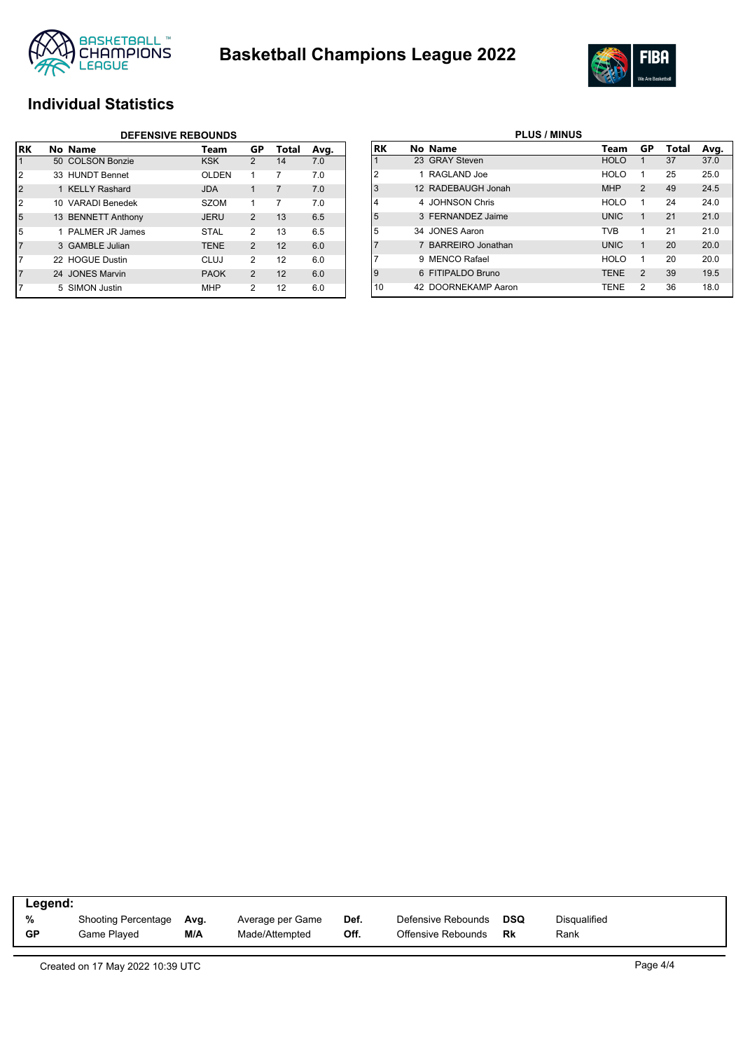# Basketball Champions League 2022

## Individual Statistics

### DEFENSIVE REBOUNDS

| RK | No | Name | Team | GP | Total | Avg. |
|---|---|---|---|---|---|---|
| 1 | 50 | COLSON Bonzie | KSK | 2 | 14 | 7.0 |
| 2 | 33 | HUNDT Bennet | OLDEN | 1 | 7 | 7.0 |
| 2 | 1 | KELLY Rashard | JDA | 1 | 7 | 7.0 |
| 2 | 10 | VARADI Benedek | SZOM | 1 | 7 | 7.0 |
| 5 | 13 | BENNETT Anthony | JERU | 2 | 13 | 6.5 |
| 5 | 1 | PALMER JR James | STAL | 2 | 13 | 6.5 |
| 7 | 3 | GAMBLE Julian | TENE | 2 | 12 | 6.0 |
| 7 | 22 | HOGUE Dustin | CLUJ | 2 | 12 | 6.0 |
| 7 | 24 | JONES Marvin | PAOK | 2 | 12 | 6.0 |
| 7 | 5 | SIMON Justin | MHP | 2 | 12 | 6.0 |

### PLUS / MINUS

| RK | No | Name | Team | GP | Total | Avg. |
|---|---|---|---|---|---|---|
| 1 | 23 | GRAY Steven | HOLO | 1 | 37 | 37.0 |
| 2 | 1 | RAGLAND Joe | HOLO | 1 | 25 | 25.0 |
| 3 | 12 | RADEBAUGH Jonah | MHP | 2 | 49 | 24.5 |
| 4 | 4 | JOHNSON Chris | HOLO | 1 | 24 | 24.0 |
| 5 | 3 | FERNANDEZ Jaime | UNIC | 1 | 21 | 21.0 |
| 5 | 34 | JONES Aaron | TVB | 1 | 21 | 21.0 |
| 7 | 7 | BARREIRO Jonathan | UNIC | 1 | 20 | 20.0 |
| 7 | 9 | MENCO Rafael | HOLO | 1 | 20 | 20.0 |
| 9 | 6 | FITIPALDO Bruno | TENE | 2 | 39 | 19.5 |
| 10 | 42 | DOORNEKAMP Aaron | TENE | 2 | 36 | 18.0 |

**Legend:**

| | | | | | | | |
|---|---|---|---|---|---|---|---|
| **%** | Shooting Percentage | **Avg.** | Average per Game | **Def.** | Defensive Rebounds | **DSQ** | Disqualified |
| **GP** | Game Played | **M/A** | Made/Attempted | **Off.** | Offensive Rebounds | **Rk** | Rank |

Created on 17 May 2022 10:39 UTC